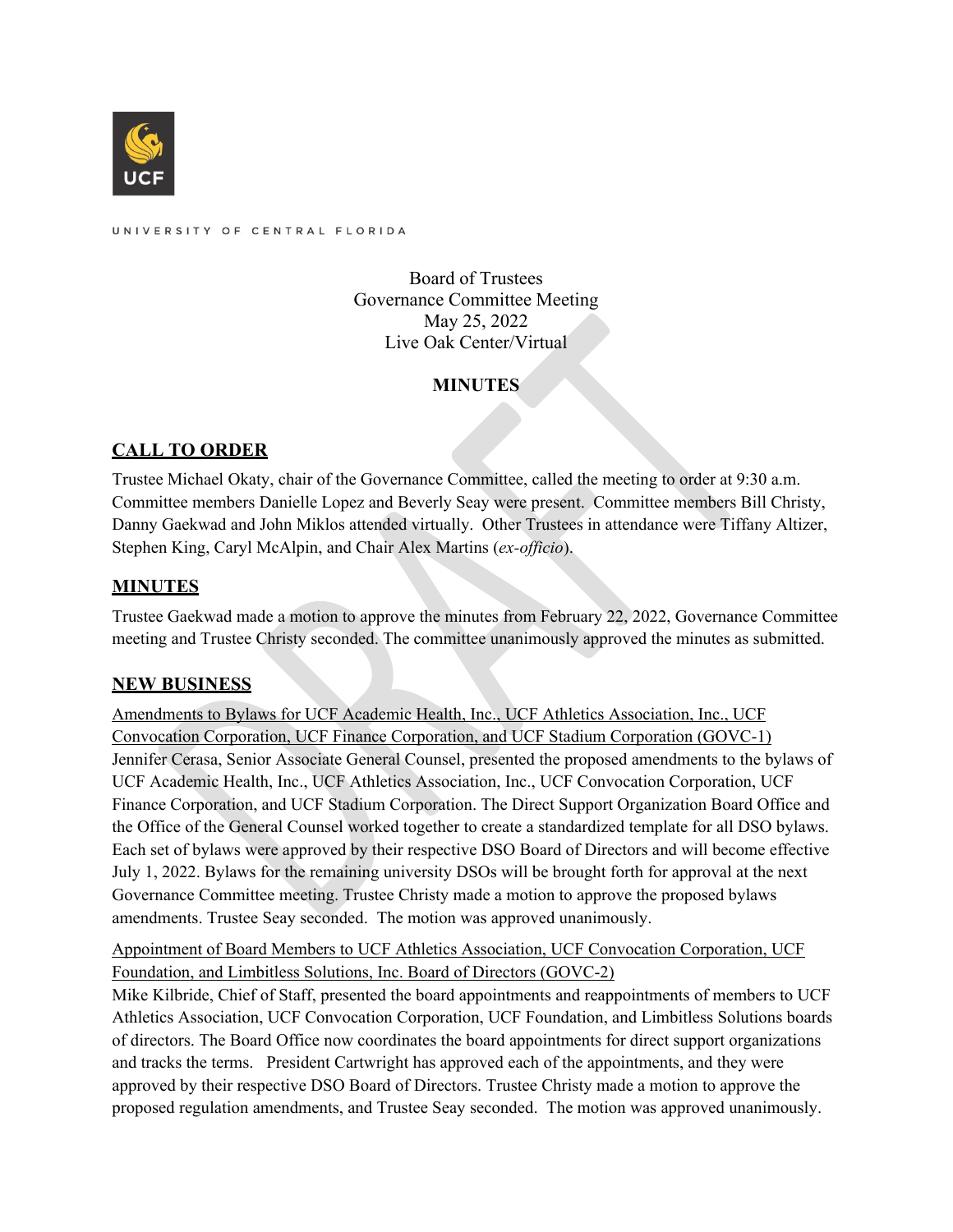UNIVERSITY OF CENTRAL FLORIDA

Board of Trustees
Governance Committee Meeting
May 25, 2022
Live Oak Center/Virtual

**MINUTES**

## CALL TO ORDER

Trustee Michael Okaty, chair of the Governance Committee, called the meeting to order at 9:30 a.m. Committee members Danielle Lopez and Beverly Seay were present. Committee members Bill Christy, Danny Gaekwad and John Miklos attended virtually. Other Trustees in attendance were Tiffany Altizer, Stephen King, Caryl McAlpin, and Chair Alex Martins (*ex-officio*).

## MINUTES

Trustee Gaekwad made a motion to approve the minutes from February 22, 2022, Governance Committee meeting and Trustee Christy seconded. The committee unanimously approved the minutes as submitted.

## NEW BUSINESS

Amendments to Bylaws for UCF Academic Health, Inc., UCF Athletics Association, Inc., UCF Convocation Corporation, UCF Finance Corporation, and UCF Stadium Corporation (GOVC-1)
Jennifer Cerasa, Senior Associate General Counsel, presented the proposed amendments to the bylaws of UCF Academic Health, Inc., UCF Athletics Association, Inc., UCF Convocation Corporation, UCF Finance Corporation, and UCF Stadium Corporation. The Direct Support Organization Board Office and the Office of the General Counsel worked together to create a standardized template for all DSO bylaws. Each set of bylaws were approved by their respective DSO Board of Directors and will become effective July 1, 2022. Bylaws for the remaining university DSOs will be brought forth for approval at the next Governance Committee meeting. Trustee Christy made a motion to approve the proposed bylaws amendments. Trustee Seay seconded. The motion was approved unanimously.

Appointment of Board Members to UCF Athletics Association, UCF Convocation Corporation, UCF Foundation, and Limbitless Solutions, Inc. Board of Directors (GOVC-2)
Mike Kilbride, Chief of Staff, presented the board appointments and reappointments of members to UCF Athletics Association, UCF Convocation Corporation, UCF Foundation, and Limbitless Solutions boards of directors. The Board Office now coordinates the board appointments for direct support organizations and tracks the terms. President Cartwright has approved each of the appointments, and they were approved by their respective DSO Board of Directors. Trustee Christy made a motion to approve the proposed regulation amendments, and Trustee Seay seconded. The motion was approved unanimously.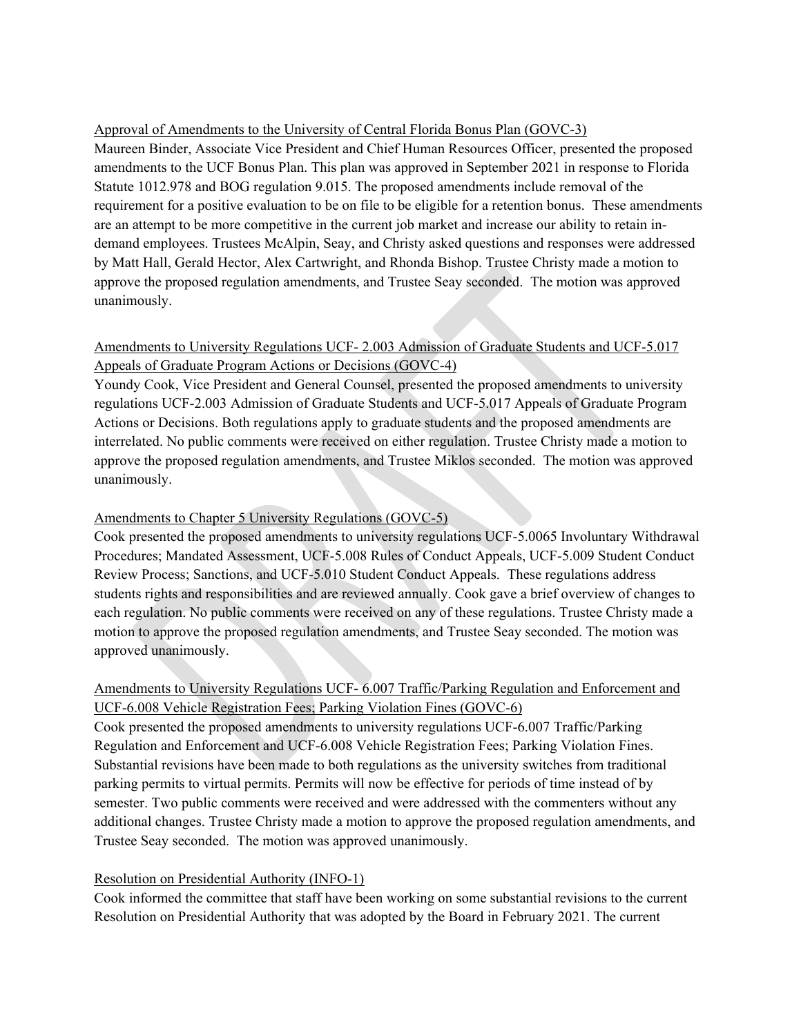Approval of Amendments to the University of Central Florida Bonus Plan (GOVC-3)

Maureen Binder, Associate Vice President and Chief Human Resources Officer, presented the proposed amendments to the UCF Bonus Plan. This plan was approved in September 2021 in response to Florida Statute 1012.978 and BOG regulation 9.015. The proposed amendments include removal of the requirement for a positive evaluation to be on file to be eligible for a retention bonus. These amendments are an attempt to be more competitive in the current job market and increase our ability to retain in-demand employees. Trustees McAlpin, Seay, and Christy asked questions and responses were addressed by Matt Hall, Gerald Hector, Alex Cartwright, and Rhonda Bishop. Trustee Christy made a motion to approve the proposed regulation amendments, and Trustee Seay seconded. The motion was approved unanimously.

Amendments to University Regulations UCF- 2.003 Admission of Graduate Students and UCF-5.017 Appeals of Graduate Program Actions or Decisions (GOVC-4)

Youndy Cook, Vice President and General Counsel, presented the proposed amendments to university regulations UCF-2.003 Admission of Graduate Students and UCF-5.017 Appeals of Graduate Program Actions or Decisions. Both regulations apply to graduate students and the proposed amendments are interrelated. No public comments were received on either regulation. Trustee Christy made a motion to approve the proposed regulation amendments, and Trustee Miklos seconded. The motion was approved unanimously.

Amendments to Chapter 5 University Regulations (GOVC-5)

Cook presented the proposed amendments to university regulations UCF-5.0065 Involuntary Withdrawal Procedures; Mandated Assessment, UCF-5.008 Rules of Conduct Appeals, UCF-5.009 Student Conduct Review Process; Sanctions, and UCF-5.010 Student Conduct Appeals. These regulations address students rights and responsibilities and are reviewed annually. Cook gave a brief overview of changes to each regulation. No public comments were received on any of these regulations. Trustee Christy made a motion to approve the proposed regulation amendments, and Trustee Seay seconded. The motion was approved unanimously.

Amendments to University Regulations UCF- 6.007 Traffic/Parking Regulation and Enforcement and UCF-6.008 Vehicle Registration Fees; Parking Violation Fines (GOVC-6)

Cook presented the proposed amendments to university regulations UCF-6.007 Traffic/Parking Regulation and Enforcement and UCF-6.008 Vehicle Registration Fees; Parking Violation Fines. Substantial revisions have been made to both regulations as the university switches from traditional parking permits to virtual permits. Permits will now be effective for periods of time instead of by semester. Two public comments were received and were addressed with the commenters without any additional changes. Trustee Christy made a motion to approve the proposed regulation amendments, and Trustee Seay seconded. The motion was approved unanimously.

Resolution on Presidential Authority (INFO-1)

Cook informed the committee that staff have been working on some substantial revisions to the current Resolution on Presidential Authority that was adopted by the Board in February 2021. The current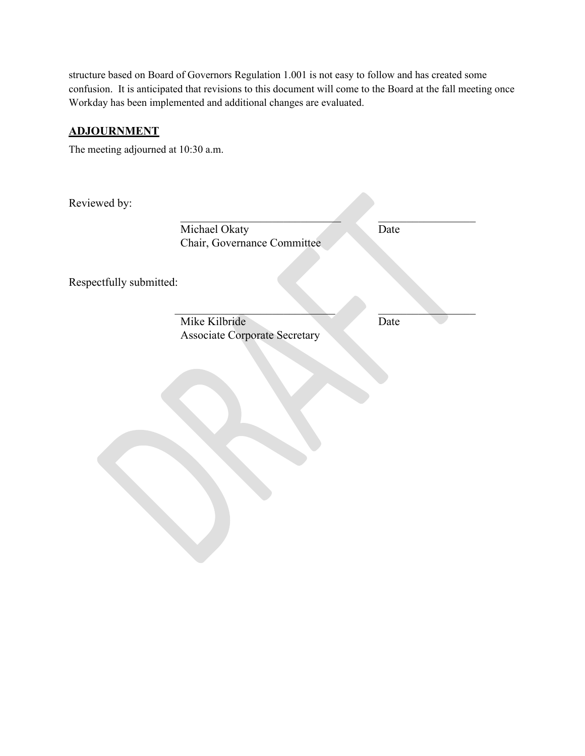structure based on Board of Governors Regulation 1.001 is not easy to follow and has created some confusion. It is anticipated that revisions to this document will come to the Board at the fall meeting once Workday has been implemented and additional changes are evaluated.

## ADJOURNMENT

The meeting adjourned at 10:30 a.m.

Reviewed by:

| | |
|---|---|
| \_\_\_\_\_\_\_\_\_\_\_\_\_\_\_\_\_\_\_\_\_\_\_\_\_\_\_\_\_\_ | \_\_\_\_\_\_\_\_\_\_\_\_\_\_\_\_\_\_ |
| Michael Okaty<br>Chair, Governance Committee | Date |

Respectfully submitted:

| | |
|---|---|
| \_\_\_\_\_\_\_\_\_\_\_\_\_\_\_\_\_\_\_\_\_\_\_\_\_\_\_\_\_\_ | \_\_\_\_\_\_\_\_\_\_\_\_\_\_\_\_\_\_ |
| Mike Kilbride<br>Associate Corporate Secretary | Date |

DRAFT